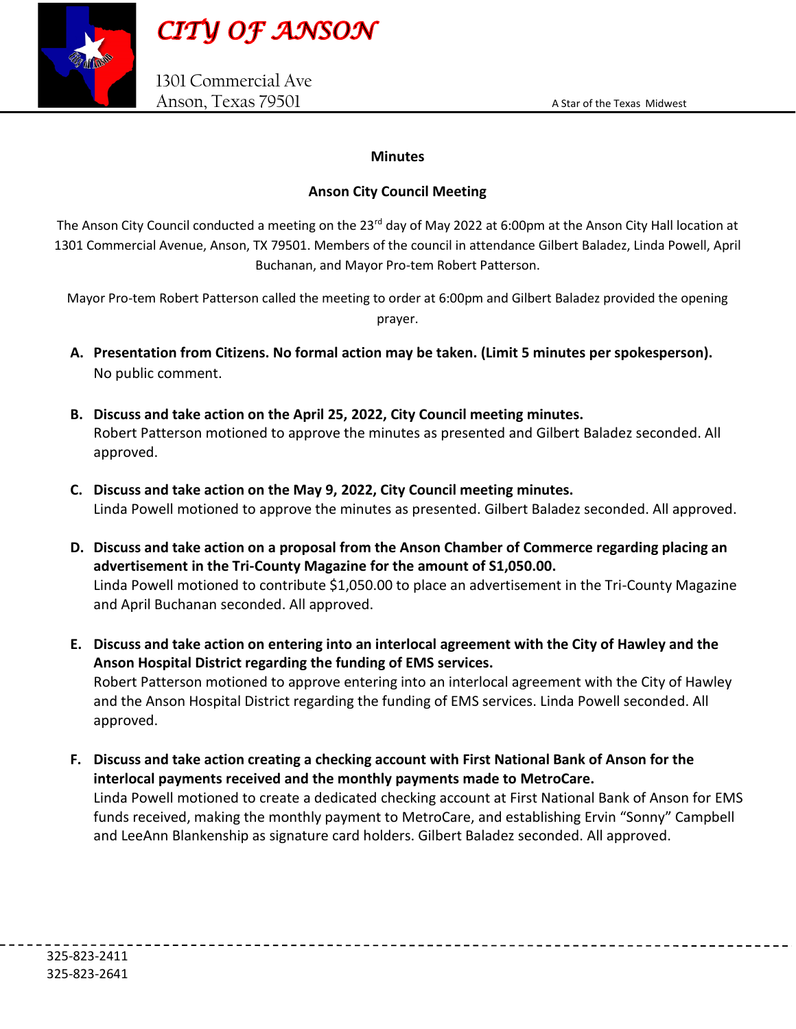# CITY OF ANSON

1301 Commercial Ave
Anson, Texas 79501

A Star of the Texas Midwest

**Minutes**

**Anson City Council Meeting**

The Anson City Council conducted a meeting on the 23rd day of May 2022 at 6:00pm at the Anson City Hall location at 1301 Commercial Avenue, Anson, TX 79501. Members of the council in attendance Gilbert Baladez, Linda Powell, April Buchanan, and Mayor Pro-tem Robert Patterson.

Mayor Pro-tem Robert Patterson called the meeting to order at 6:00pm and Gilbert Baladez provided the opening prayer.

**A. Presentation from Citizens. No formal action may be taken. (Limit 5 minutes per spokesperson).**
No public comment.

**B. Discuss and take action on the April 25, 2022, City Council meeting minutes.**
Robert Patterson motioned to approve the minutes as presented and Gilbert Baladez seconded. All approved.

**C. Discuss and take action on the May 9, 2022, City Council meeting minutes.**
Linda Powell motioned to approve the minutes as presented. Gilbert Baladez seconded. All approved.

**D. Discuss and take action on a proposal from the Anson Chamber of Commerce regarding placing an advertisement in the Tri-County Magazine for the amount of S1,050.00.**
Linda Powell motioned to contribute $1,050.00 to place an advertisement in the Tri-County Magazine and April Buchanan seconded. All approved.

**E. Discuss and take action on entering into an interlocal agreement with the City of Hawley and the Anson Hospital District regarding the funding of EMS services.**
Robert Patterson motioned to approve entering into an interlocal agreement with the City of Hawley and the Anson Hospital District regarding the funding of EMS services. Linda Powell seconded. All approved.

**F. Discuss and take action creating a checking account with First National Bank of Anson for the interlocal payments received and the monthly payments made to MetroCare.**
Linda Powell motioned to create a dedicated checking account at First National Bank of Anson for EMS funds received, making the monthly payment to MetroCare, and establishing Ervin "Sonny" Campbell and LeeAnn Blankenship as signature card holders. Gilbert Baladez seconded. All approved.

325-823-2411
325-823-2641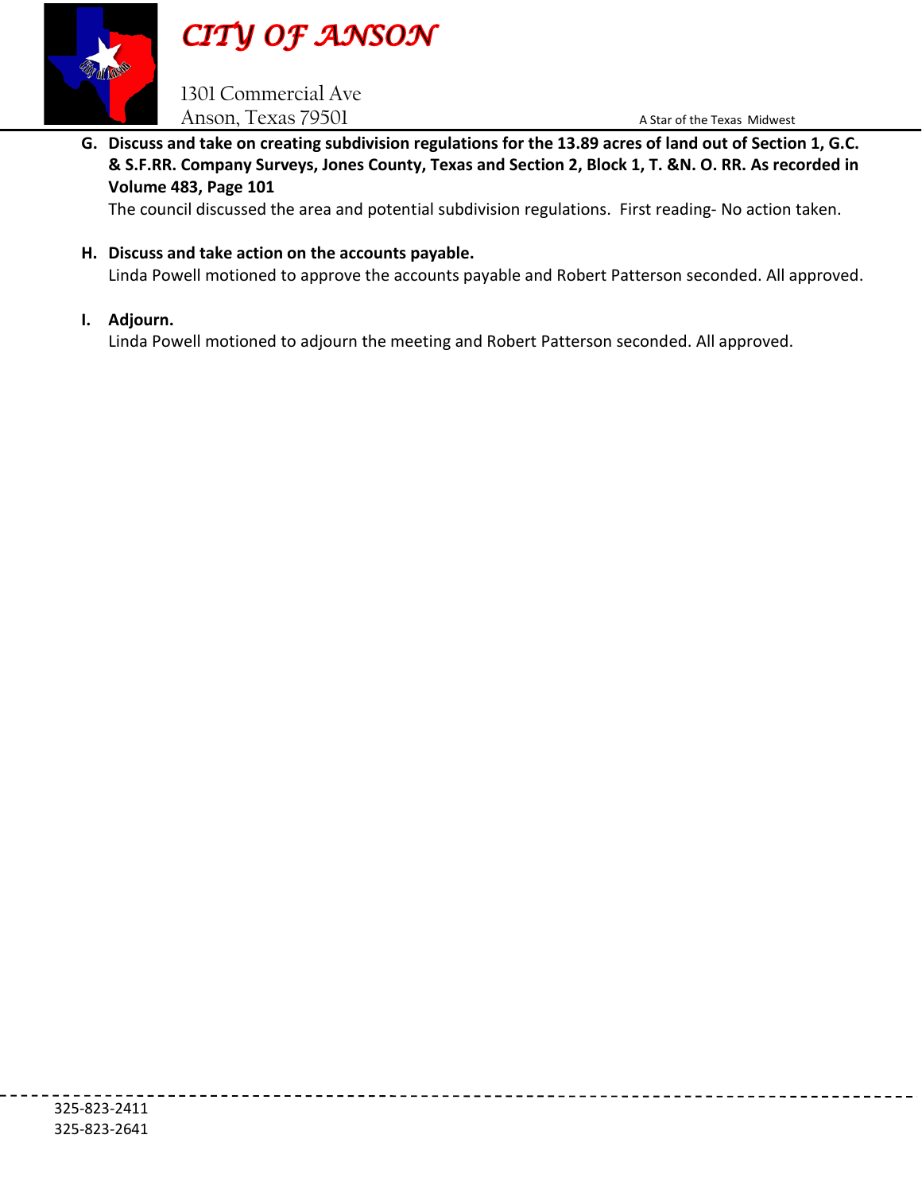G. **Discuss and take on creating subdivision regulations for the 13.89 acres of land out of Section 1, G.C. & S.F.RR. Company Surveys, Jones County, Texas and Section 2, Block 1, T. &N. O. RR. As recorded in Volume 483, Page 101**

   The council discussed the area and potential subdivision regulations. First reading- No action taken.

H. **Discuss and take action on the accounts payable.**

   Linda Powell motioned to approve the accounts payable and Robert Patterson seconded. All approved.

I. **Adjourn.**

   Linda Powell motioned to adjourn the meeting and Robert Patterson seconded. All approved.